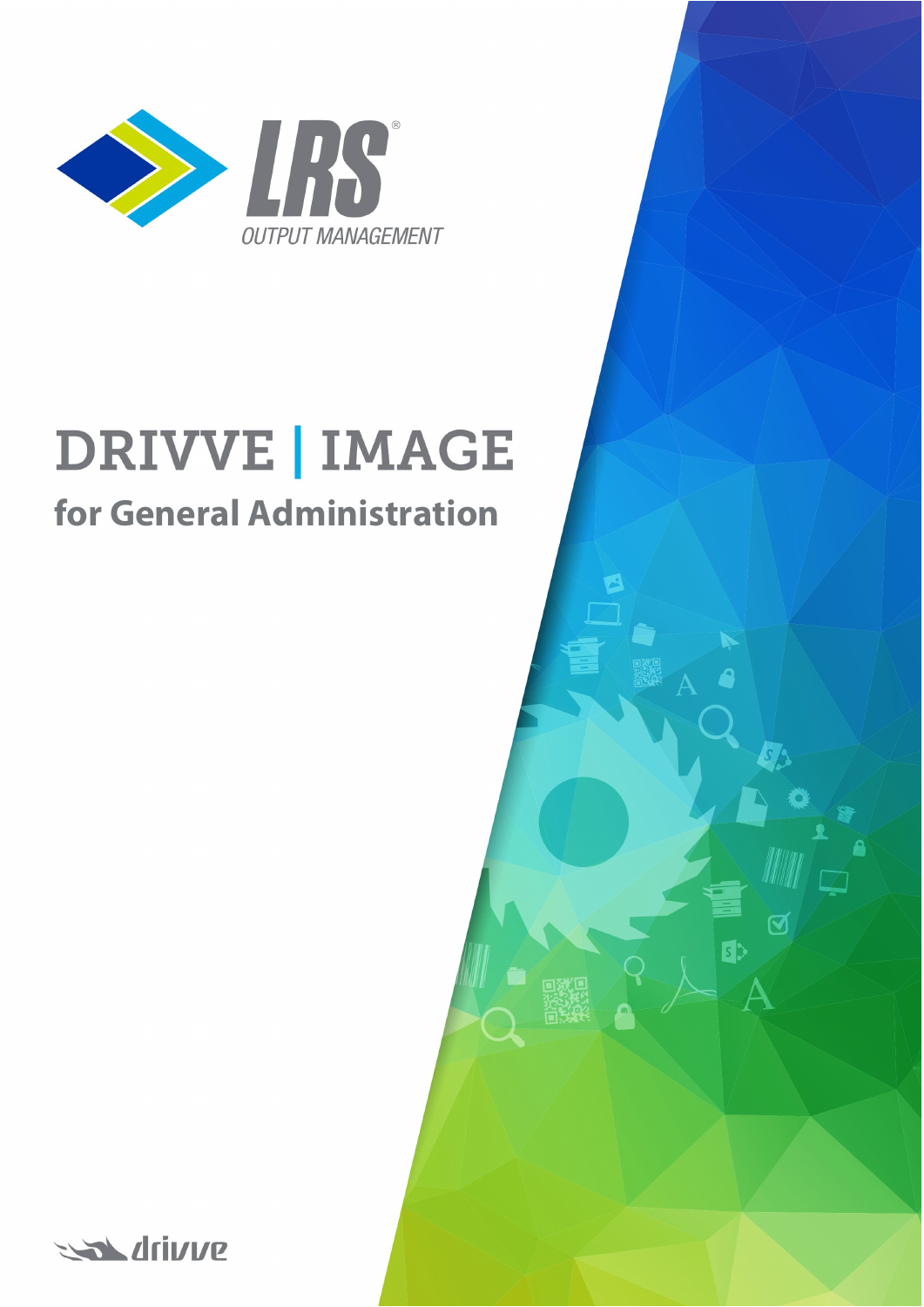LRS®

OUTPUT MANAGEMENT

# DRIVVE | IMAGE

## for General Administration

drivve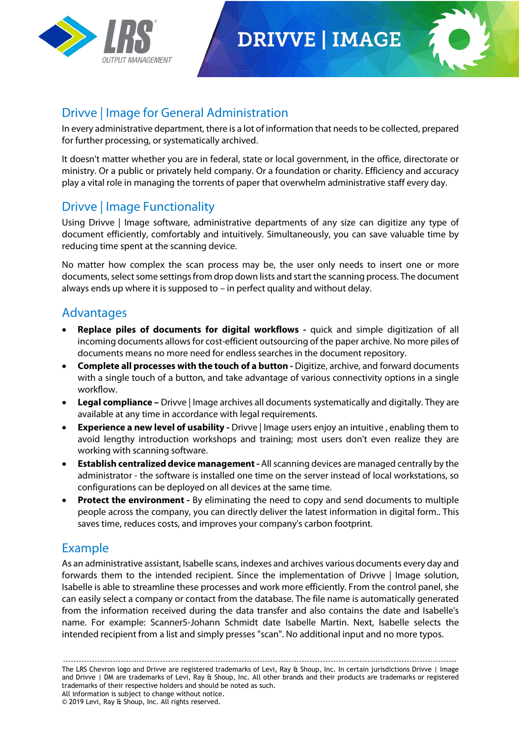# DRIVVE | IMAGE

## Drivve | Image for General Administration

In every administrative department, there is a lot of information that needs to be collected, prepared for further processing, or systematically archived.

It doesn't matter whether you are in federal, state or local government, in the office, directorate or ministry. Or a public or privately held company. Or a foundation or charity. Efficiency and accuracy play a vital role in managing the torrents of paper that overwhelm administrative staff every day.

## Drivve | Image Functionality

Using Drivve | Image software, administrative departments of any size can digitize any type of document efficiently, comfortably and intuitively. Simultaneously, you can save valuable time by reducing time spent at the scanning device.

No matter how complex the scan process may be, the user only needs to insert one or more documents, select some settings from drop down lists and start the scanning process. The document always ends up where it is supposed to – in perfect quality and without delay.

## Advantages

- **Replace piles of documents for digital workflows -** quick and simple digitization of all incoming documents allows for cost-efficient outsourcing of the paper archive. No more piles of documents means no more need for endless searches in the document repository.
- **Complete all processes with the touch of a button -** Digitize, archive, and forward documents with a single touch of a button, and take advantage of various connectivity options in a single workflow.
- **Legal compliance –** Drivve | Image archives all documents systematically and digitally. They are available at any time in accordance with legal requirements.
- **Experience a new level of usability -** Drivve | Image users enjoy an intuitive , enabling them to avoid lengthy introduction workshops and training; most users don't even realize they are working with scanning software.
- **Establish centralized device management -** All scanning devices are managed centrally by the administrator - the software is installed one time on the server instead of local workstations, so configurations can be deployed on all devices at the same time.
- **Protect the environment -** By eliminating the need to copy and send documents to multiple people across the company, you can directly deliver the latest information in digital form.. This saves time, reduces costs, and improves your company's carbon footprint.

## Example

As an administrative assistant, Isabelle scans, indexes and archives various documents every day and forwards them to the intended recipient. Since the implementation of Drivve | Image solution, Isabelle is able to streamline these processes and work more efficiently. From the control panel, she can easily select a company or contact from the database. The file name is automatically generated from the information received during the data transfer and also contains the date and Isabelle's name. For example: Scanner5-Johann Schmidt date Isabelle Martin. Next, Isabelle selects the intended recipient from a list and simply presses "scan". No additional input and no more typos.

---

The LRS Chevron logo and Drivve are registered trademarks of Levi, Ray & Shoup, Inc. In certain jurisdictions Drivve | Image and Drivve | DM are trademarks of Levi, Ray & Shoup, Inc. All other brands and their products are trademarks or registered trademarks of their respective holders and should be noted as such.
All information is subject to change without notice.
© 2019 Levi, Ray & Shoup, Inc. All rights reserved.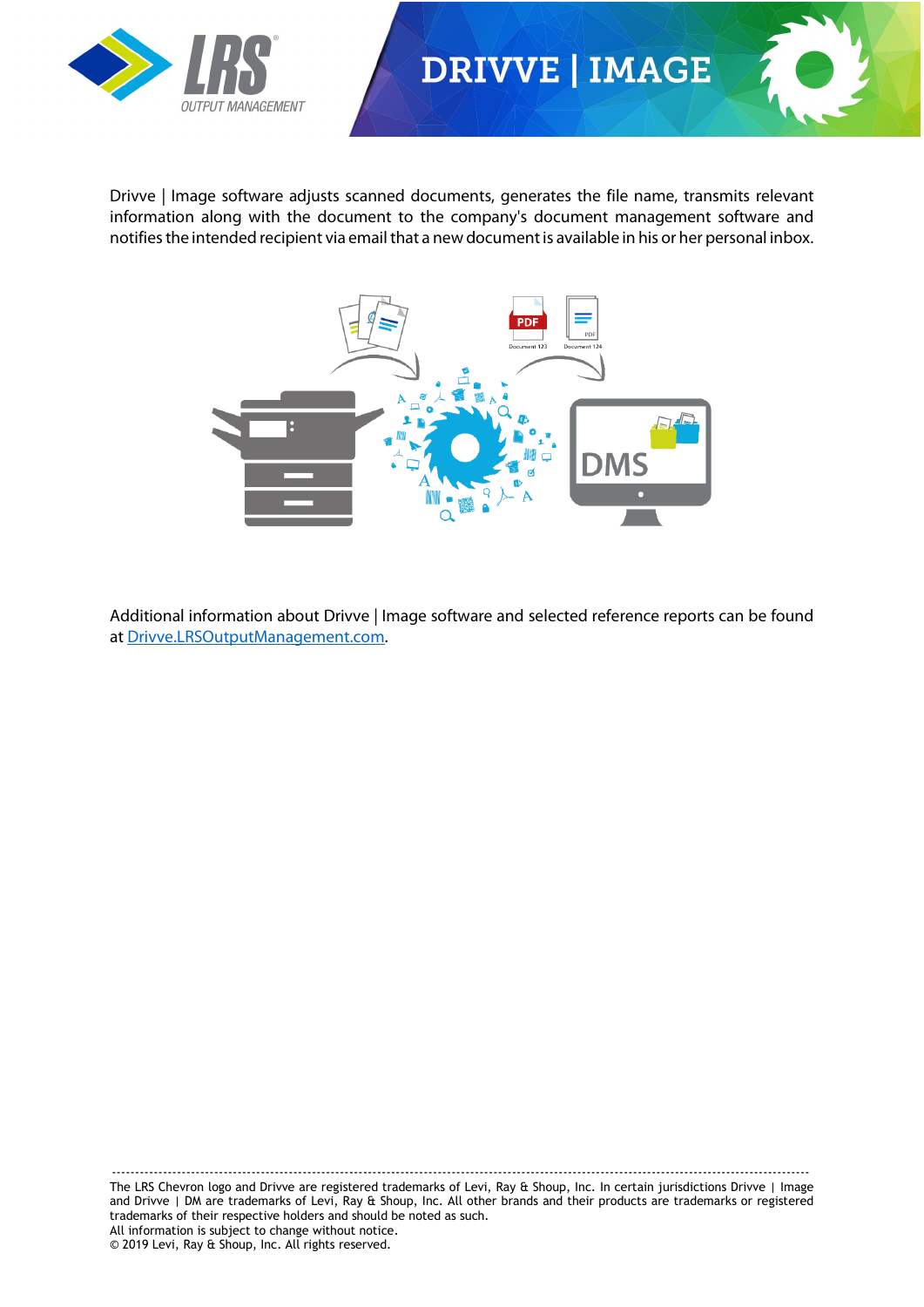# DRIVVE | IMAGE

Drivve | Image software adjusts scanned documents, generates the file name, transmits relevant information along with the document to the company's document management software and notifies the intended recipient via email that a new document is available in his or her personal inbox.

PDF

Document 123

PDF

Document 124

DMS

Additional information about Drivve | Image software and selected reference reports can be found at [Drivve.LRSOutputManagement.com](http://Drivve.LRSOutputManagement.com).

---

The LRS Chevron logo and Drivve are registered trademarks of Levi, Ray & Shoup, Inc. In certain jurisdictions Drivve | Image and Drivve | DM are trademarks of Levi, Ray & Shoup, Inc. All other brands and their products are trademarks or registered trademarks of their respective holders and should be noted as such.
All information is subject to change without notice.
© 2019 Levi, Ray & Shoup, Inc. All rights reserved.